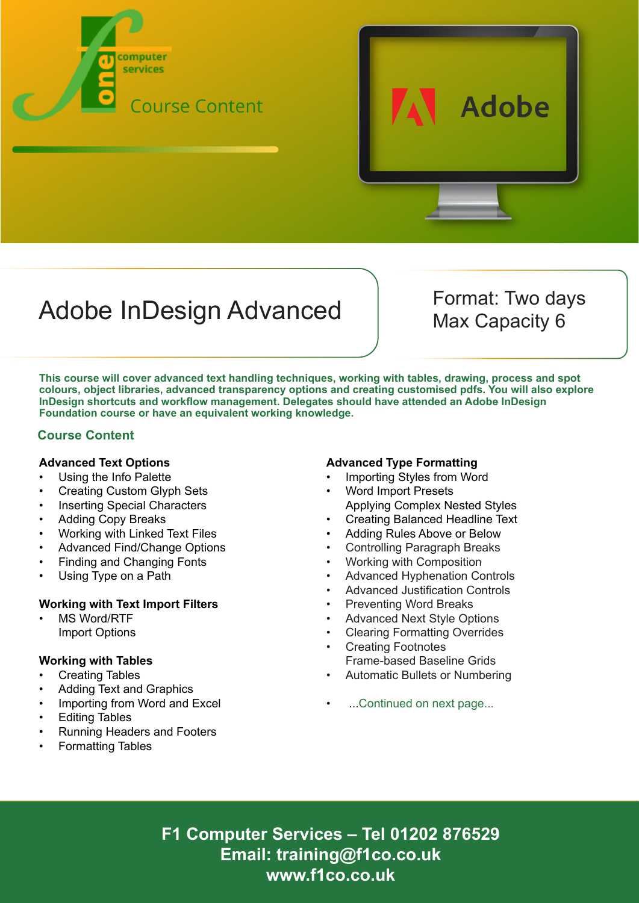computer services

Course Content

Adobe

# Adobe InDesign Advanced

Format: Two days
Max Capacity 6

**This course will cover advanced text handling techniques, working with tables, drawing, process and spot colours, object libraries, advanced transparency options and creating customised pdfs. You will also explore InDesign shortcuts and workflow management. Delegates should have attended an Adobe InDesign Foundation course or have an equivalent working knowledge.**

## Course Content

### Advanced Text Options

- Using the Info Palette
- Creating Custom Glyph Sets
- Inserting Special Characters
- Adding Copy Breaks
- Working with Linked Text Files
- Advanced Find/Change Options
- Finding and Changing Fonts
- Using Type on a Path

### Working with Text Import Filters

- MS Word/RTF
  Import Options

### Working with Tables

- Creating Tables
- Adding Text and Graphics
- Importing from Word and Excel
- Editing Tables
- Running Headers and Footers
- Formatting Tables

### Advanced Type Formatting

- Importing Styles from Word
- Word Import Presets
  Applying Complex Nested Styles
- Creating Balanced Headline Text
- Adding Rules Above or Below
- Controlling Paragraph Breaks
- Working with Composition
- Advanced Hyphenation Controls
- Advanced Justification Controls
- Preventing Word Breaks
- Advanced Next Style Options
- Clearing Formatting Overrides
- Creating Footnotes
  Frame-based Baseline Grids
- Automatic Bullets or Numbering

- ...Continued on next page...

**F1 Computer Services – Tel 01202 876529**
**Email: training@f1co.co.uk**
**www.f1co.co.uk**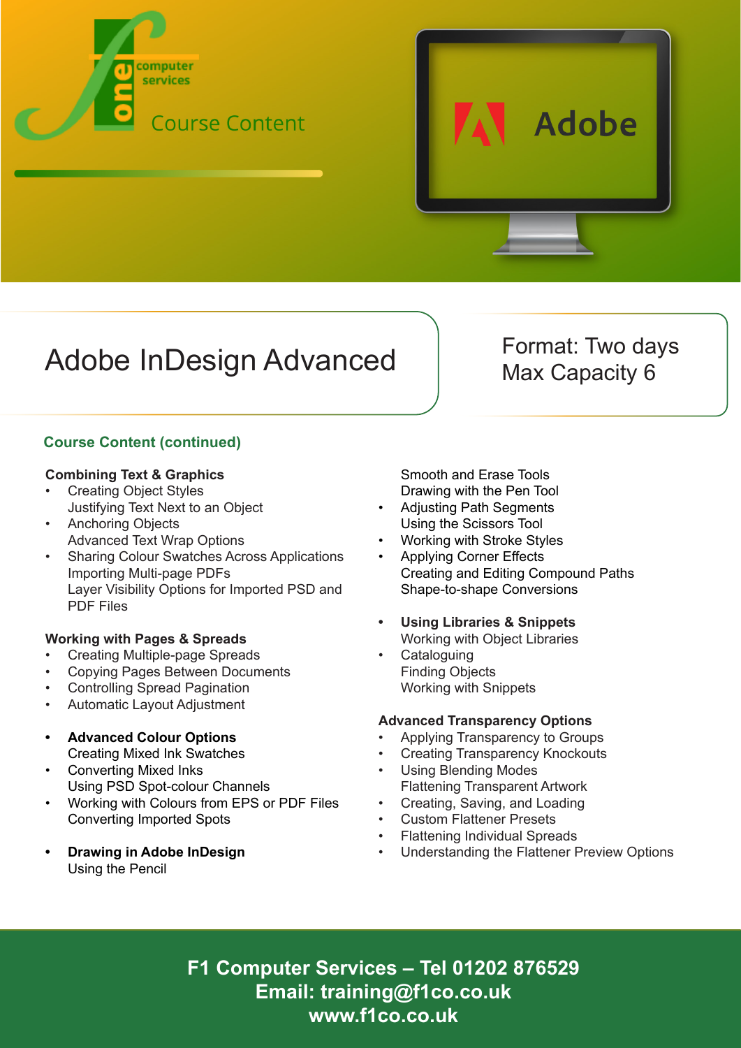Course Content

# Adobe InDesign Advanced

Format: Two days
Max Capacity 6

## Course Content (continued)

**Combining Text & Graphics**

- Creating Object Styles
  Justifying Text Next to an Object
- Anchoring Objects
  Advanced Text Wrap Options
- Sharing Colour Swatches Across Applications
  Importing Multi-page PDFs
  Layer Visibility Options for Imported PSD and PDF Files

**Working with Pages & Spreads**

- Creating Multiple-page Spreads
- Copying Pages Between Documents
- Controlling Spread Pagination
- Automatic Layout Adjustment

- **Advanced Colour Options**
  Creating Mixed Ink Swatches
- Converting Mixed Inks
  Using PSD Spot-colour Channels
- Working with Colours from EPS or PDF Files
  Converting Imported Spots

- **Drawing in Adobe InDesign**
  Using the Pencil
  Smooth and Erase Tools
  Drawing with the Pen Tool
- Adjusting Path Segments
  Using the Scissors Tool
- Working with Stroke Styles
- Applying Corner Effects
  Creating and Editing Compound Paths
  Shape-to-shape Conversions

- **Using Libraries & Snippets**
  Working with Object Libraries
- Cataloguing
  Finding Objects
  Working with Snippets

**Advanced Transparency Options**

- Applying Transparency to Groups
- Creating Transparency Knockouts
- Using Blending Modes
  Flattening Transparent Artwork
- Creating, Saving, and Loading
- Custom Flattener Presets
- Flattening Individual Spreads
- Understanding the Flattener Preview Options

**F1 Computer Services – Tel 01202 876529**
**Email: training@f1co.co.uk**
**www.f1co.co.uk**